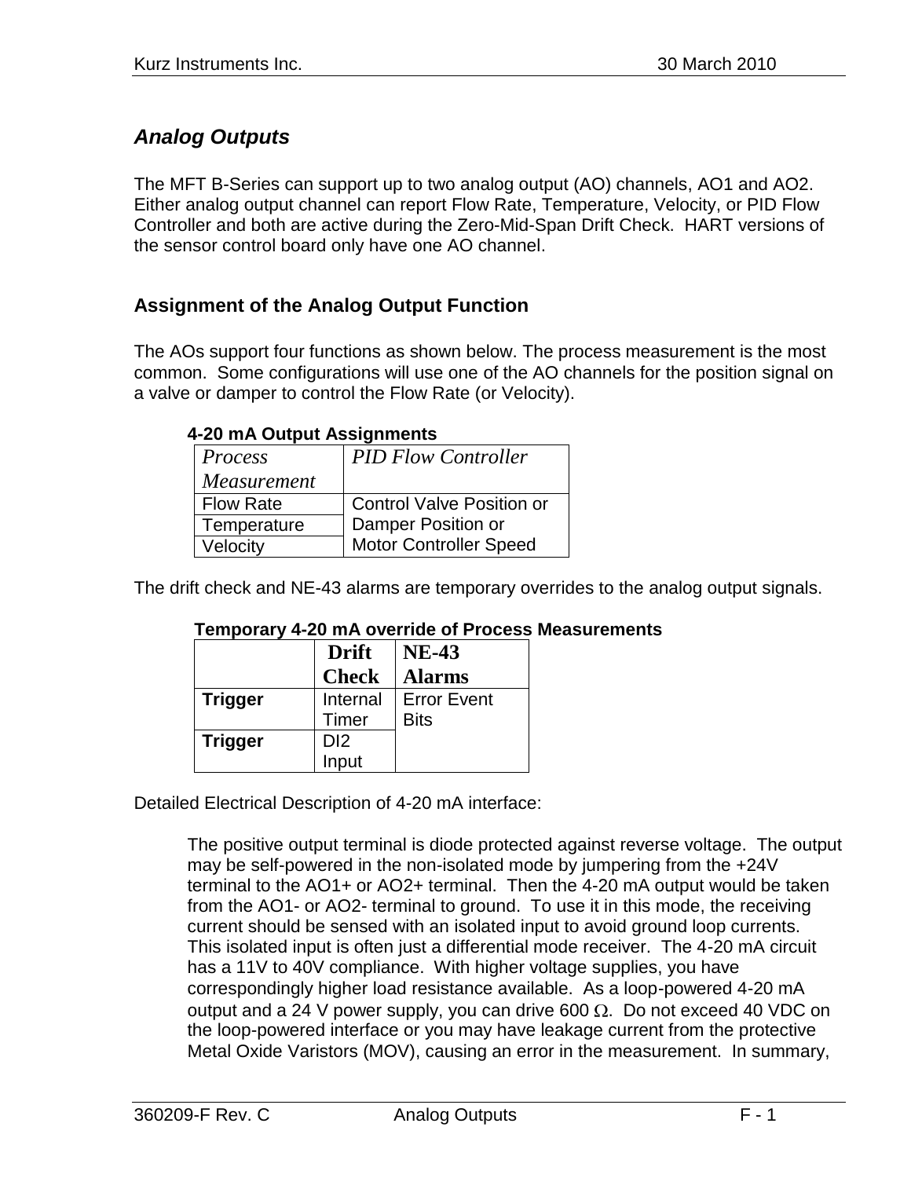## *Analog Outputs*

The MFT B-Series can support up to two analog output (AO) channels, AO1 and AO2. Either analog output channel can report Flow Rate, Temperature, Velocity, or PID Flow Controller and both are active during the Zero-Mid-Span Drift Check. HART versions of the sensor control board only have one AO channel.

### Assignment of the Analog Output Function

The AOs support four functions as shown below. The process measurement is the most common. Some configurations will use one of the AO channels for the position signal on a valve or damper to control the Flow Rate (or Velocity).

**4-20 mA Output Assignments**

| *Process Measurement* | *PID Flow Controller* |
|---|---|
| Flow Rate | Control Valve Position or Damper Position or Motor Controller Speed |
| Temperature | |
| Velocity | |

The drift check and NE-43 alarms are temporary overrides to the analog output signals.

**Temporary 4-20 mA override of Process Measurements**

| | **Drift Check** | **NE-43 Alarms** |
|---|---|---|
| **Trigger** | Internal Timer | Error Event Bits |
| **Trigger** | DI2 Input | |

Detailed Electrical Description of 4-20 mA interface:

The positive output terminal is diode protected against reverse voltage. The output may be self-powered in the non-isolated mode by jumpering from the +24V terminal to the AO1+ or AO2+ terminal. Then the 4-20 mA output would be taken from the AO1- or AO2- terminal to ground. To use it in this mode, the receiving current should be sensed with an isolated input to avoid ground loop currents. This isolated input is often just a differential mode receiver. The 4-20 mA circuit has a 11V to 40V compliance. With higher voltage supplies, you have correspondingly higher load resistance available. As a loop-powered 4-20 mA output and a 24 V power supply, you can drive 600 $\Omega$. Do not exceed 40 VDC on the loop-powered interface or you may have leakage current from the protective Metal Oxide Varistors (MOV), causing an error in the measurement. In summary,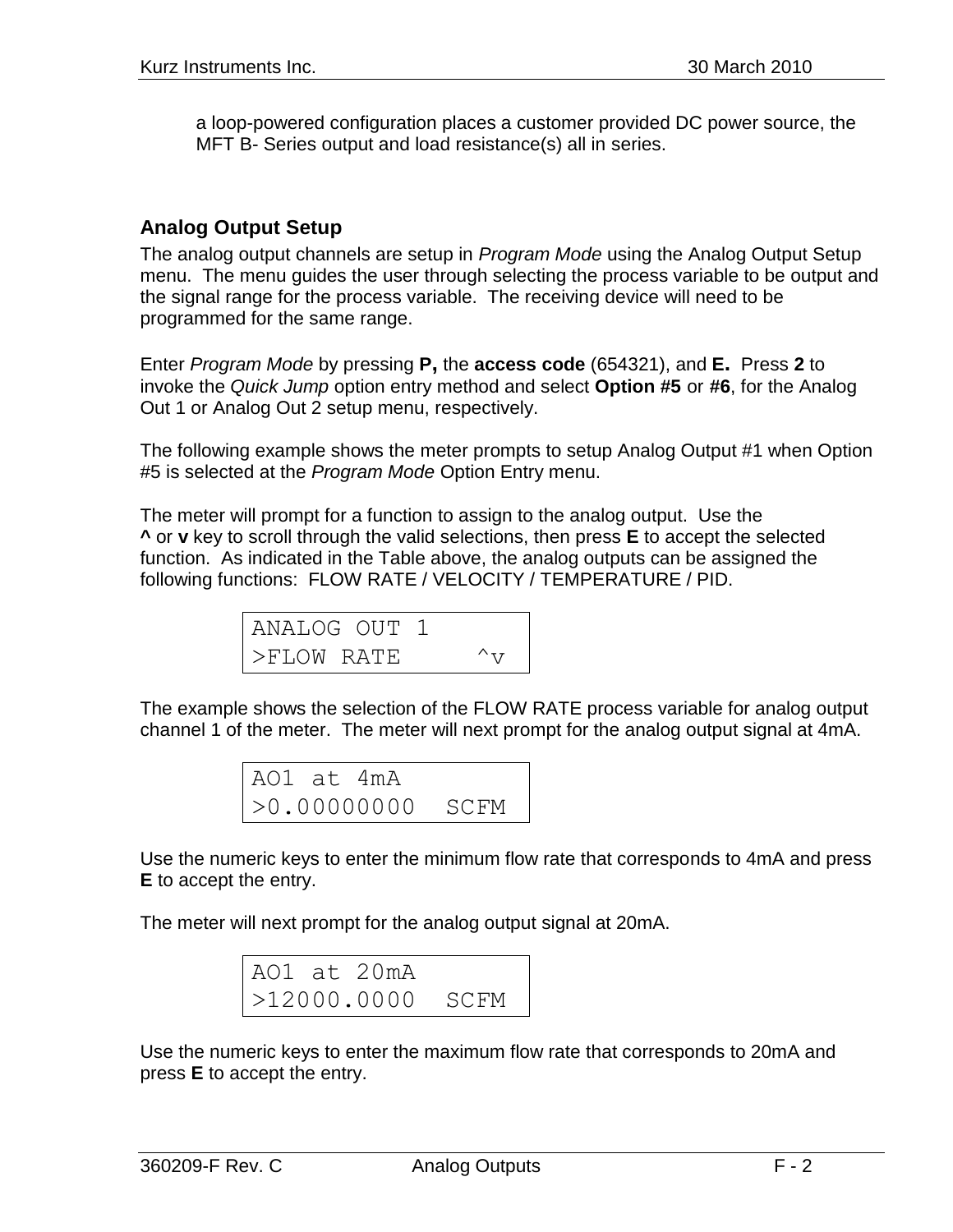a loop-powered configuration places a customer provided DC power source, the MFT B- Series output and load resistance(s) all in series.

## Analog Output Setup

The analog output channels are setup in *Program Mode* using the Analog Output Setup menu. The menu guides the user through selecting the process variable to be output and the signal range for the process variable. The receiving device will need to be programmed for the same range.

Enter *Program Mode* by pressing **P,** the **access code** (654321), and **E.** Press **2** to invoke the *Quick Jump* option entry method and select **Option #5** or **#6**, for the Analog Out 1 or Analog Out 2 setup menu, respectively.

The following example shows the meter prompts to setup Analog Output #1 when Option #5 is selected at the *Program Mode* Option Entry menu.

The meter will prompt for a function to assign to the analog output. Use the **^** or **v** key to scroll through the valid selections, then press **E** to accept the selected function. As indicated in the Table above, the analog outputs can be assigned the following functions: FLOW RATE / VELOCITY / TEMPERATURE / PID.

```
ANALOG OUT 1
>FLOW RATE     ^v
```

The example shows the selection of the FLOW RATE process variable for analog output channel 1 of the meter. The meter will next prompt for the analog output signal at 4mA.

```
AO1 at 4mA
>0.00000000  SCFM
```

Use the numeric keys to enter the minimum flow rate that corresponds to 4mA and press **E** to accept the entry.

The meter will next prompt for the analog output signal at 20mA.

```
AO1 at 20mA
>12000.0000  SCFM
```

Use the numeric keys to enter the maximum flow rate that corresponds to 20mA and press **E** to accept the entry.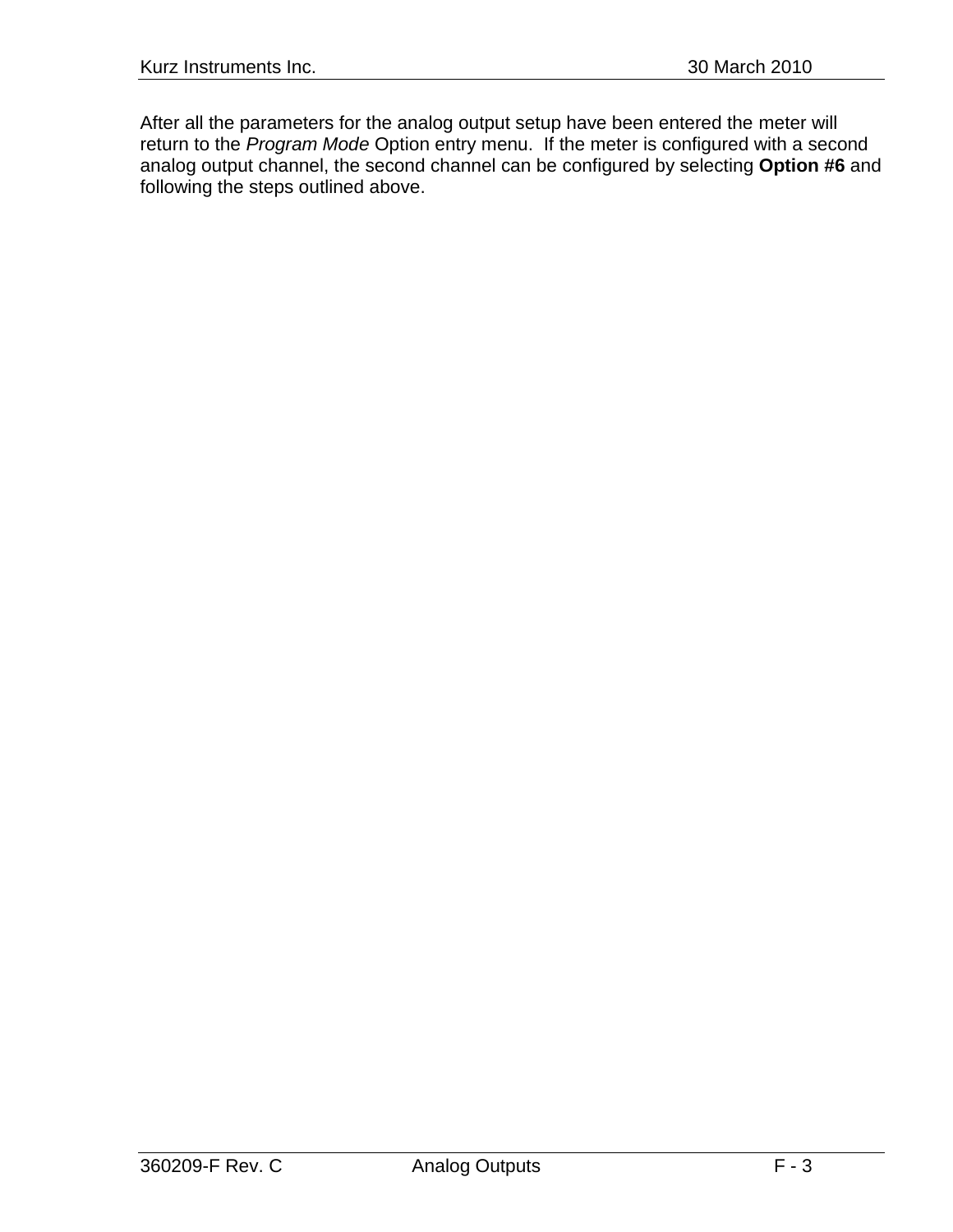After all the parameters for the analog output setup have been entered the meter will return to the *Program Mode* Option entry menu.  If the meter is configured with a second analog output channel, the second channel can be configured by selecting **Option #6** and following the steps outlined above.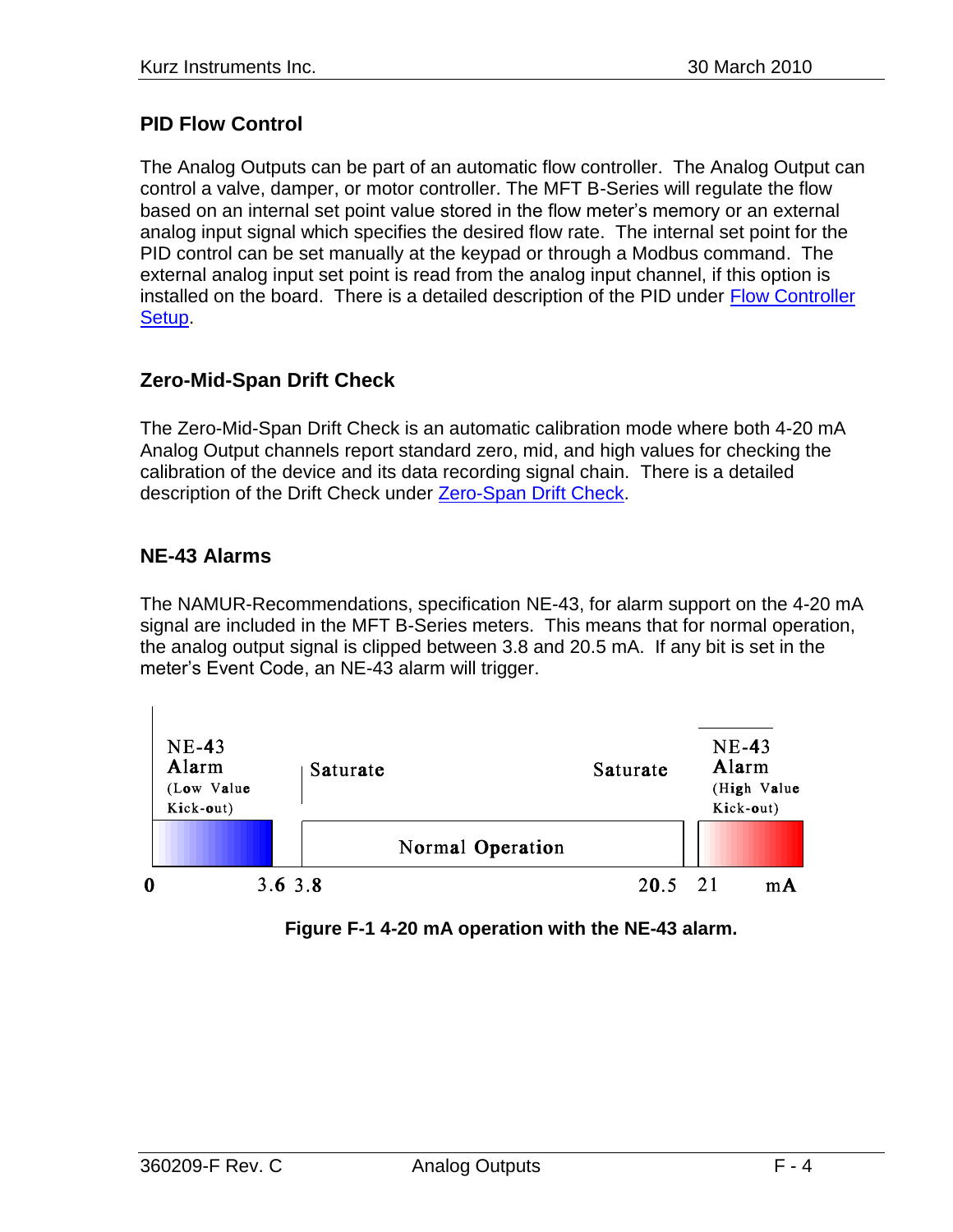## PID Flow Control

The Analog Outputs can be part of an automatic flow controller. The Analog Output can control a valve, damper, or motor controller. The MFT B-Series will regulate the flow based on an internal set point value stored in the flow meter's memory or an external analog input signal which specifies the desired flow rate. The internal set point for the PID control can be set manually at the keypad or through a Modbus command. The external analog input set point is read from the analog input channel, if this option is installed on the board. There is a detailed description of the PID under Flow Controller Setup.

## Zero-Mid-Span Drift Check

The Zero-Mid-Span Drift Check is an automatic calibration mode where both 4-20 mA Analog Output channels report standard zero, mid, and high values for checking the calibration of the device and its data recording signal chain. There is a detailed description of the Drift Check under Zero-Span Drift Check.

## NE-43 Alarms

The NAMUR-Recommendations, specification NE-43, for alarm support on the 4-20 mA signal are included in the MFT B-Series meters. This means that for normal operation, the analog output signal is clipped between 3.8 and 20.5 mA. If any bit is set in the meter's Event Code, an NE-43 alarm will trigger.

NE-43 Alarm (Low Value Kick-out) | Saturate | Normal Operation | Saturate | NE-43 Alarm (High Value Kick-out)

0 | 3.6 | 3.8 | 20.5 | 21 | mA

**Figure F-1 4-20 mA operation with the NE-43 alarm.**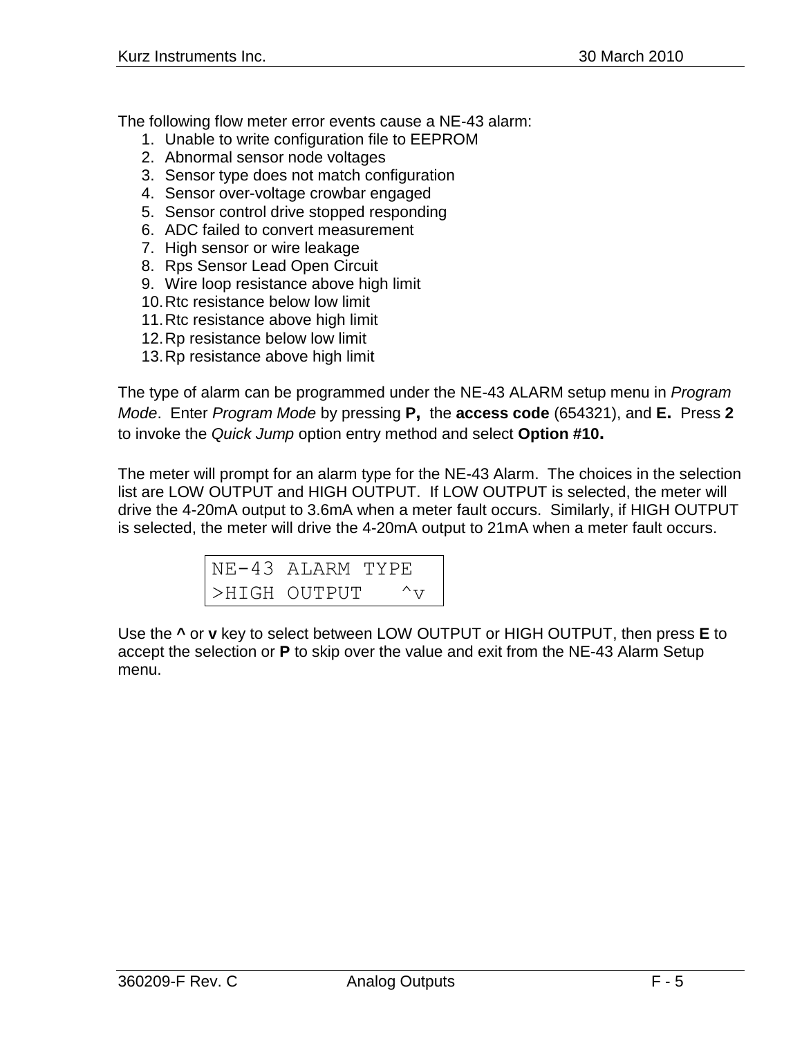The following flow meter error events cause a NE-43 alarm:

1. Unable to write configuration file to EEPROM
2. Abnormal sensor node voltages
3. Sensor type does not match configuration
4. Sensor over-voltage crowbar engaged
5. Sensor control drive stopped responding
6. ADC failed to convert measurement
7. High sensor or wire leakage
8. Rps Sensor Lead Open Circuit
9. Wire loop resistance above high limit
10. Rtc resistance below low limit
11. Rtc resistance above high limit
12. Rp resistance below low limit
13. Rp resistance above high limit

The type of alarm can be programmed under the NE-43 ALARM setup menu in *Program Mode*. Enter *Program Mode* by pressing **P,** the **access code** (654321), and **E.** Press **2** to invoke the *Quick Jump* option entry method and select **Option #10.**

The meter will prompt for an alarm type for the NE-43 Alarm. The choices in the selection list are LOW OUTPUT and HIGH OUTPUT. If LOW OUTPUT is selected, the meter will drive the 4-20mA output to 3.6mA when a meter fault occurs. Similarly, if HIGH OUTPUT is selected, the meter will drive the 4-20mA output to 21mA when a meter fault occurs.

```
NE-43 ALARM TYPE
>HIGH OUTPUT   ^v
```

Use the **^** or **v** key to select between LOW OUTPUT or HIGH OUTPUT, then press **E** to accept the selection or **P** to skip over the value and exit from the NE-43 Alarm Setup menu.